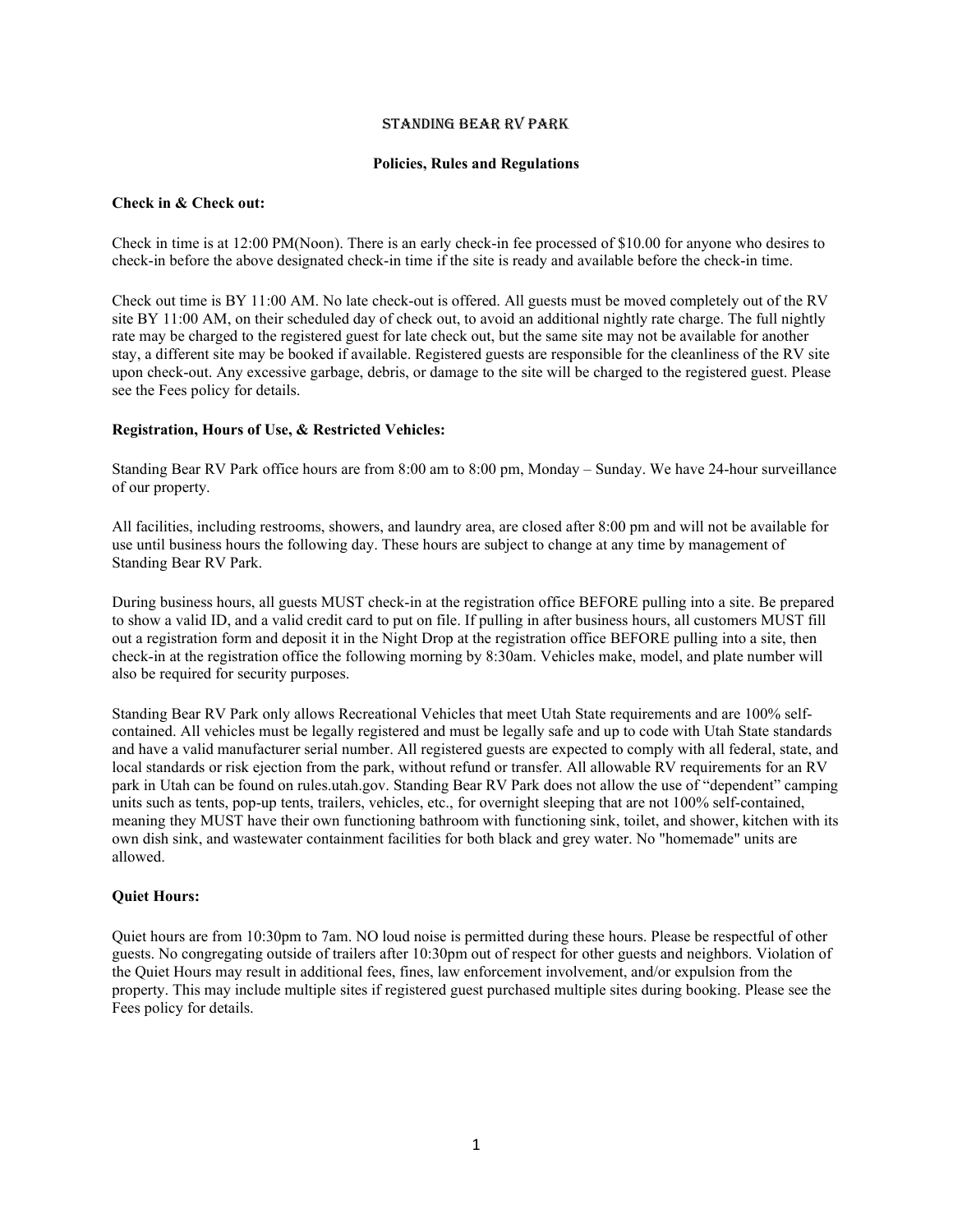# STANDING BEAR RV PARK

## Policies, Rules and Regulations

### Check in & Check out:

Check in time is at 12:00 PM(Noon). There is an early check-in fee processed of $10.00 for anyone who desires to check-in before the above designated check-in time if the site is ready and available before the check-in time.

Check out time is BY 11:00 AM. No late check-out is offered. All guests must be moved completely out of the RV site BY 11:00 AM, on their scheduled day of check out, to avoid an additional nightly rate charge. The full nightly rate may be charged to the registered guest for late check out, but the same site may not be available for another stay, a different site may be booked if available. Registered guests are responsible for the cleanliness of the RV site upon check-out. Any excessive garbage, debris, or damage to the site will be charged to the registered guest. Please see the Fees policy for details.

### Registration, Hours of Use, & Restricted Vehicles:

Standing Bear RV Park office hours are from 8:00 am to 8:00 pm, Monday – Sunday. We have 24-hour surveillance of our property.

All facilities, including restrooms, showers, and laundry area, are closed after 8:00 pm and will not be available for use until business hours the following day. These hours are subject to change at any time by management of Standing Bear RV Park.

During business hours, all guests MUST check-in at the registration office BEFORE pulling into a site. Be prepared to show a valid ID, and a valid credit card to put on file. If pulling in after business hours, all customers MUST fill out a registration form and deposit it in the Night Drop at the registration office BEFORE pulling into a site, then check-in at the registration office the following morning by 8:30am. Vehicles make, model, and plate number will also be required for security purposes.

Standing Bear RV Park only allows Recreational Vehicles that meet Utah State requirements and are 100% self-contained. All vehicles must be legally registered and must be legally safe and up to code with Utah State standards and have a valid manufacturer serial number. All registered guests are expected to comply with all federal, state, and local standards or risk ejection from the park, without refund or transfer. All allowable RV requirements for an RV park in Utah can be found on rules.utah.gov. Standing Bear RV Park does not allow the use of "dependent" camping units such as tents, pop-up tents, trailers, vehicles, etc., for overnight sleeping that are not 100% self-contained, meaning they MUST have their own functioning bathroom with functioning sink, toilet, and shower, kitchen with its own dish sink, and wastewater containment facilities for both black and grey water. No "homemade" units are allowed.

### Quiet Hours:

Quiet hours are from 10:30pm to 7am. NO loud noise is permitted during these hours. Please be respectful of other guests. No congregating outside of trailers after 10:30pm out of respect for other guests and neighbors. Violation of the Quiet Hours may result in additional fees, fines, law enforcement involvement, and/or expulsion from the property. This may include multiple sites if registered guest purchased multiple sites during booking. Please see the Fees policy for details.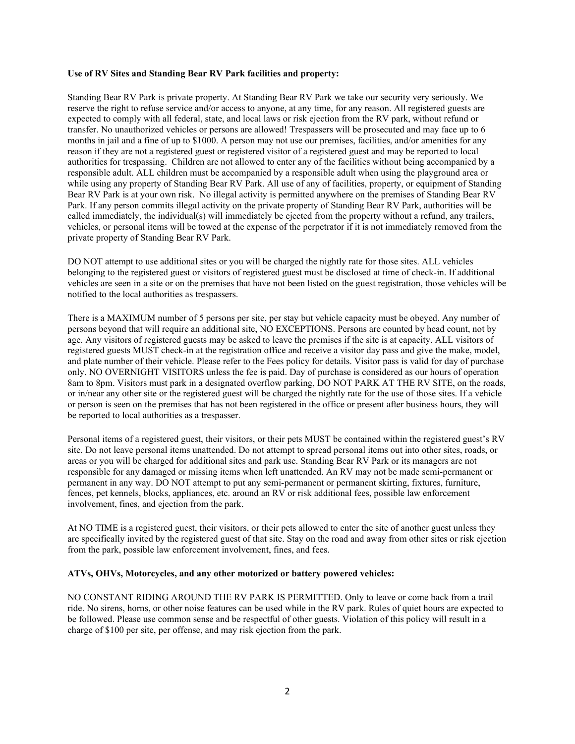**Use of RV Sites and Standing Bear RV Park facilities and property:**

Standing Bear RV Park is private property. At Standing Bear RV Park we take our security very seriously. We reserve the right to refuse service and/or access to anyone, at any time, for any reason. All registered guests are expected to comply with all federal, state, and local laws or risk ejection from the RV park, without refund or transfer. No unauthorized vehicles or persons are allowed! Trespassers will be prosecuted and may face up to 6 months in jail and a fine of up to $1000. A person may not use our premises, facilities, and/or amenities for any reason if they are not a registered guest or registered visitor of a registered guest and may be reported to local authorities for trespassing. Children are not allowed to enter any of the facilities without being accompanied by a responsible adult. ALL children must be accompanied by a responsible adult when using the playground area or while using any property of Standing Bear RV Park. All use of any of facilities, property, or equipment of Standing Bear RV Park is at your own risk. No illegal activity is permitted anywhere on the premises of Standing Bear RV Park. If any person commits illegal activity on the private property of Standing Bear RV Park, authorities will be called immediately, the individual(s) will immediately be ejected from the property without a refund, any trailers, vehicles, or personal items will be towed at the expense of the perpetrator if it is not immediately removed from the private property of Standing Bear RV Park.

DO NOT attempt to use additional sites or you will be charged the nightly rate for those sites. ALL vehicles belonging to the registered guest or visitors of registered guest must be disclosed at time of check-in. If additional vehicles are seen in a site or on the premises that have not been listed on the guest registration, those vehicles will be notified to the local authorities as trespassers.

There is a MAXIMUM number of 5 persons per site, per stay but vehicle capacity must be obeyed. Any number of persons beyond that will require an additional site, NO EXCEPTIONS. Persons are counted by head count, not by age. Any visitors of registered guests may be asked to leave the premises if the site is at capacity. ALL visitors of registered guests MUST check-in at the registration office and receive a visitor day pass and give the make, model, and plate number of their vehicle. Please refer to the Fees policy for details. Visitor pass is valid for day of purchase only. NO OVERNIGHT VISITORS unless the fee is paid. Day of purchase is considered as our hours of operation 8am to 8pm. Visitors must park in a designated overflow parking, DO NOT PARK AT THE RV SITE, on the roads, or in/near any other site or the registered guest will be charged the nightly rate for the use of those sites. If a vehicle or person is seen on the premises that has not been registered in the office or present after business hours, they will be reported to local authorities as a trespasser.

Personal items of a registered guest, their visitors, or their pets MUST be contained within the registered guest's RV site. Do not leave personal items unattended. Do not attempt to spread personal items out into other sites, roads, or areas or you will be charged for additional sites and park use. Standing Bear RV Park or its managers are not responsible for any damaged or missing items when left unattended. An RV may not be made semi-permanent or permanent in any way. DO NOT attempt to put any semi-permanent or permanent skirting, fixtures, furniture, fences, pet kennels, blocks, appliances, etc. around an RV or risk additional fees, possible law enforcement involvement, fines, and ejection from the park.

At NO TIME is a registered guest, their visitors, or their pets allowed to enter the site of another guest unless they are specifically invited by the registered guest of that site. Stay on the road and away from other sites or risk ejection from the park, possible law enforcement involvement, fines, and fees.

**ATVs, OHVs, Motorcycles, and any other motorized or battery powered vehicles:**

NO CONSTANT RIDING AROUND THE RV PARK IS PERMITTED. Only to leave or come back from a trail ride. No sirens, horns, or other noise features can be used while in the RV park. Rules of quiet hours are expected to be followed. Please use common sense and be respectful of other guests. Violation of this policy will result in a charge of $100 per site, per offense, and may risk ejection from the park.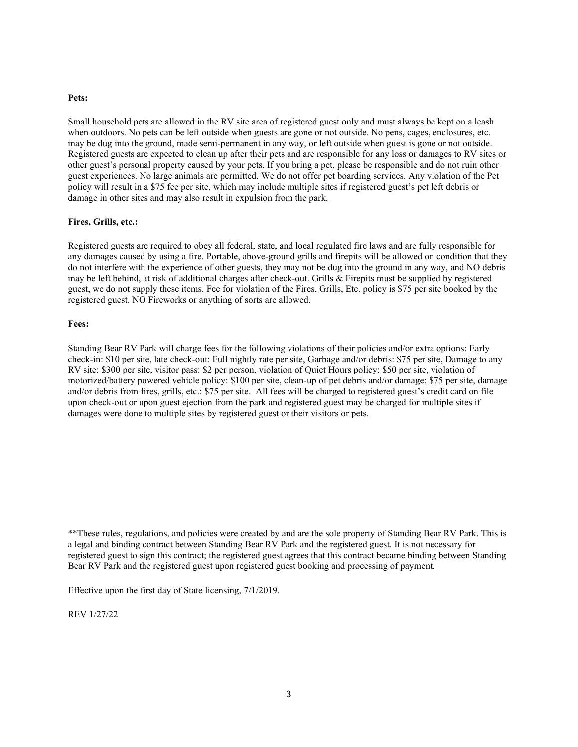**Pets:**

Small household pets are allowed in the RV site area of registered guest only and must always be kept on a leash when outdoors. No pets can be left outside when guests are gone or not outside. No pens, cages, enclosures, etc. may be dug into the ground, made semi-permanent in any way, or left outside when guest is gone or not outside. Registered guests are expected to clean up after their pets and are responsible for any loss or damages to RV sites or other guest's personal property caused by your pets. If you bring a pet, please be responsible and do not ruin other guest experiences. No large animals are permitted. We do not offer pet boarding services. Any violation of the Pet policy will result in a $75 fee per site, which may include multiple sites if registered guest's pet left debris or damage in other sites and may also result in expulsion from the park.

**Fires, Grills, etc.:**

Registered guests are required to obey all federal, state, and local regulated fire laws and are fully responsible for any damages caused by using a fire. Portable, above-ground grills and firepits will be allowed on condition that they do not interfere with the experience of other guests, they may not be dug into the ground in any way, and NO debris may be left behind, at risk of additional charges after check-out. Grills & Firepits must be supplied by registered guest, we do not supply these items. Fee for violation of the Fires, Grills, Etc. policy is $75 per site booked by the registered guest. NO Fireworks or anything of sorts are allowed.

**Fees:**

Standing Bear RV Park will charge fees for the following violations of their policies and/or extra options: Early check-in: $10 per site, late check-out: Full nightly rate per site, Garbage and/or debris: $75 per site, Damage to any RV site: $300 per site, visitor pass: $2 per person, violation of Quiet Hours policy: $50 per site, violation of motorized/battery powered vehicle policy: $100 per site, clean-up of pet debris and/or damage: $75 per site, damage and/or debris from fires, grills, etc.: $75 per site. All fees will be charged to registered guest's credit card on file upon check-out or upon guest ejection from the park and registered guest may be charged for multiple sites if damages were done to multiple sites by registered guest or their visitors or pets.

**These rules, regulations, and policies were created by and are the sole property of Standing Bear RV Park. This is a legal and binding contract between Standing Bear RV Park and the registered guest. It is not necessary for registered guest to sign this contract; the registered guest agrees that this contract became binding between Standing Bear RV Park and the registered guest upon registered guest booking and processing of payment.

Effective upon the first day of State licensing, 7/1/2019.

REV 1/27/22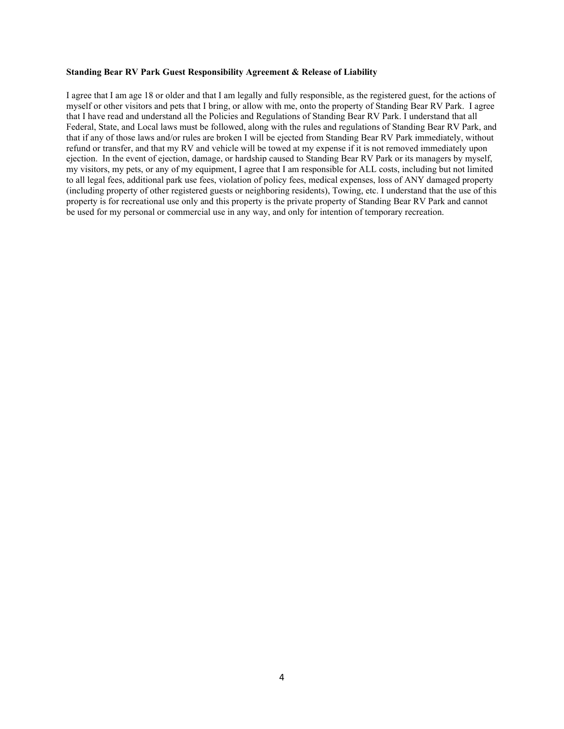**Standing Bear RV Park Guest Responsibility Agreement & Release of Liability**

I agree that I am age 18 or older and that I am legally and fully responsible, as the registered guest, for the actions of myself or other visitors and pets that I bring, or allow with me, onto the property of Standing Bear RV Park. I agree that I have read and understand all the Policies and Regulations of Standing Bear RV Park. I understand that all Federal, State, and Local laws must be followed, along with the rules and regulations of Standing Bear RV Park, and that if any of those laws and/or rules are broken I will be ejected from Standing Bear RV Park immediately, without refund or transfer, and that my RV and vehicle will be towed at my expense if it is not removed immediately upon ejection. In the event of ejection, damage, or hardship caused to Standing Bear RV Park or its managers by myself, my visitors, my pets, or any of my equipment, I agree that I am responsible for ALL costs, including but not limited to all legal fees, additional park use fees, violation of policy fees, medical expenses, loss of ANY damaged property (including property of other registered guests or neighboring residents), Towing, etc. I understand that the use of this property is for recreational use only and this property is the private property of Standing Bear RV Park and cannot be used for my personal or commercial use in any way, and only for intention of temporary recreation.